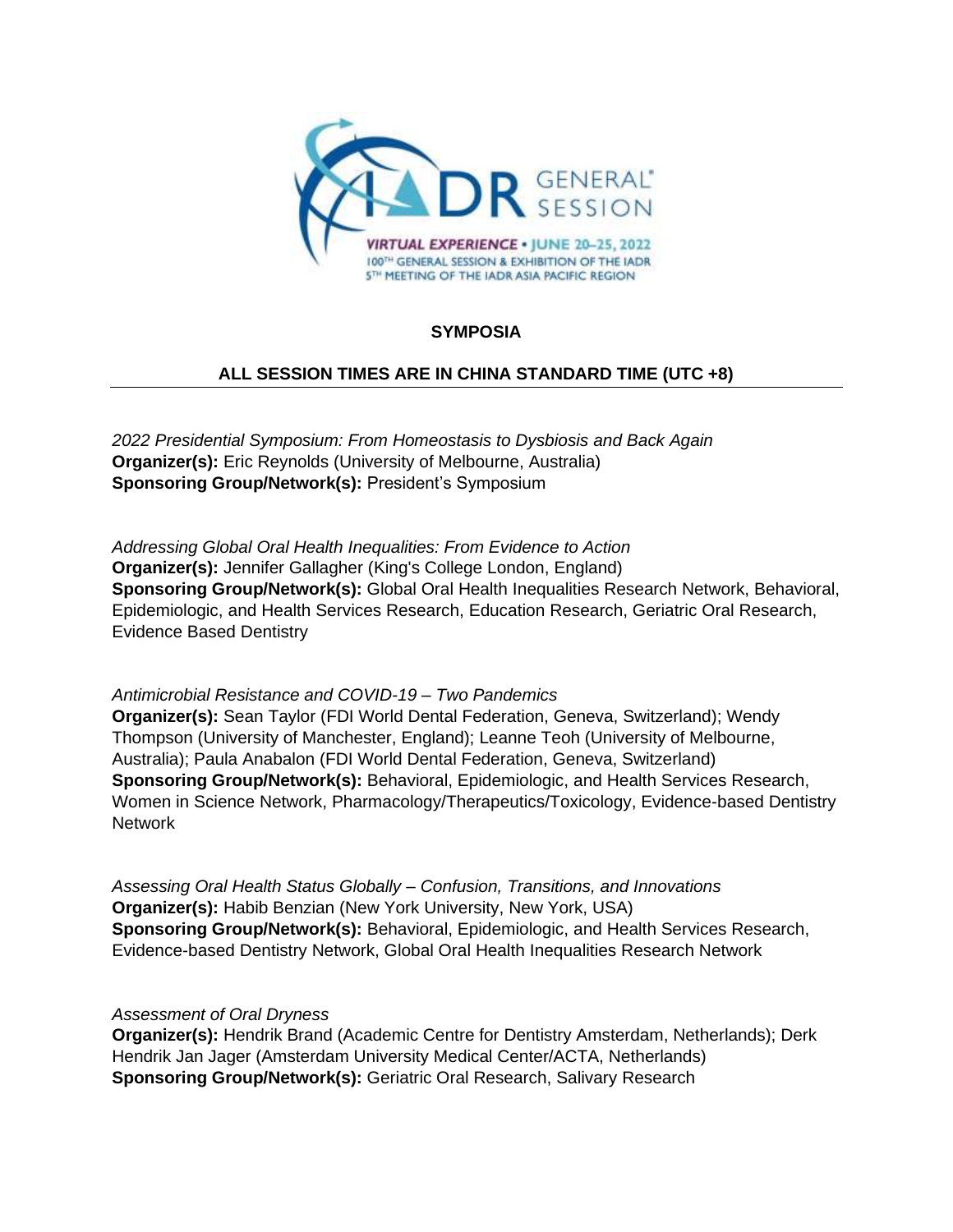## SYMPOSIA

## ALL SESSION TIMES ARE IN CHINA STANDARD TIME (UTC +8)

*2022 Presidential Symposium: From Homeostasis to Dysbiosis and Back Again*
**Organizer(s):** Eric Reynolds (University of Melbourne, Australia)
**Sponsoring Group/Network(s):** President's Symposium

*Addressing Global Oral Health Inequalities: From Evidence to Action*
**Organizer(s):** Jennifer Gallagher (King's College London, England)
**Sponsoring Group/Network(s):** Global Oral Health Inequalities Research Network, Behavioral, Epidemiologic, and Health Services Research, Education Research, Geriatric Oral Research, Evidence Based Dentistry

*Antimicrobial Resistance and COVID-19 – Two Pandemics*
**Organizer(s):** Sean Taylor (FDI World Dental Federation, Geneva, Switzerland); Wendy Thompson (University of Manchester, England); Leanne Teoh (University of Melbourne, Australia); Paula Anabalon (FDI World Dental Federation, Geneva, Switzerland)
**Sponsoring Group/Network(s):** Behavioral, Epidemiologic, and Health Services Research, Women in Science Network, Pharmacology/Therapeutics/Toxicology, Evidence-based Dentistry Network

*Assessing Oral Health Status Globally – Confusion, Transitions, and Innovations*
**Organizer(s):** Habib Benzian (New York University, New York, USA)
**Sponsoring Group/Network(s):** Behavioral, Epidemiologic, and Health Services Research, Evidence-based Dentistry Network, Global Oral Health Inequalities Research Network

*Assessment of Oral Dryness*
**Organizer(s):** Hendrik Brand (Academic Centre for Dentistry Amsterdam, Netherlands); Derk Hendrik Jan Jager (Amsterdam University Medical Center/ACTA, Netherlands)
**Sponsoring Group/Network(s):** Geriatric Oral Research, Salivary Research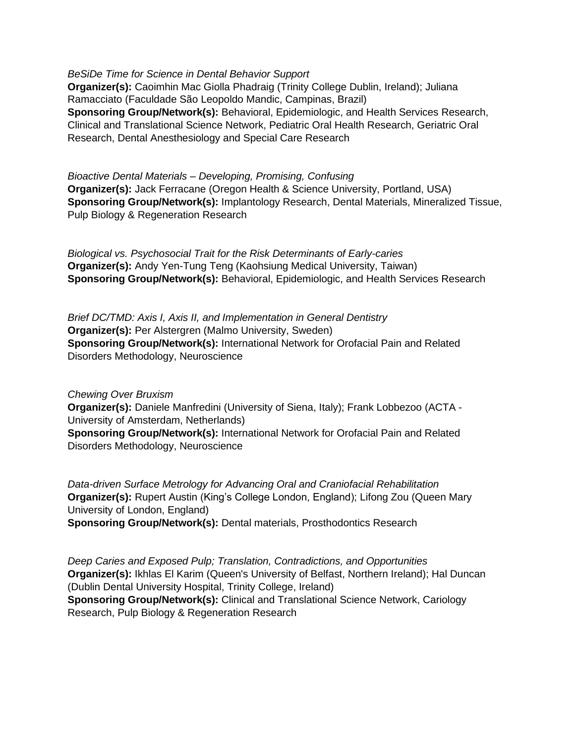*BeSiDe Time for Science in Dental Behavior Support*
**Organizer(s):** Caoimhin Mac Giolla Phadraig (Trinity College Dublin, Ireland); Juliana Ramacciato (Faculdade São Leopoldo Mandic, Campinas, Brazil)
**Sponsoring Group/Network(s):** Behavioral, Epidemiologic, and Health Services Research, Clinical and Translational Science Network, Pediatric Oral Health Research, Geriatric Oral Research, Dental Anesthesiology and Special Care Research

*Bioactive Dental Materials – Developing, Promising, Confusing*
**Organizer(s):** Jack Ferracane (Oregon Health & Science University, Portland, USA)
**Sponsoring Group/Network(s):** Implantology Research, Dental Materials, Mineralized Tissue, Pulp Biology & Regeneration Research

*Biological vs. Psychosocial Trait for the Risk Determinants of Early-caries*
**Organizer(s):** Andy Yen-Tung Teng (Kaohsiung Medical University, Taiwan)
**Sponsoring Group/Network(s):** Behavioral, Epidemiologic, and Health Services Research

*Brief DC/TMD: Axis I, Axis II, and Implementation in General Dentistry*
**Organizer(s):** Per Alstergren (Malmo University, Sweden)
**Sponsoring Group/Network(s):** International Network for Orofacial Pain and Related Disorders Methodology, Neuroscience

*Chewing Over Bruxism*
**Organizer(s):** Daniele Manfredini (University of Siena, Italy); Frank Lobbezoo (ACTA - University of Amsterdam, Netherlands)
**Sponsoring Group/Network(s):** International Network for Orofacial Pain and Related Disorders Methodology, Neuroscience

*Data-driven Surface Metrology for Advancing Oral and Craniofacial Rehabilitation*
**Organizer(s):** Rupert Austin (King's College London, England); Lifong Zou (Queen Mary University of London, England)
**Sponsoring Group/Network(s):** Dental materials, Prosthodontics Research

*Deep Caries and Exposed Pulp; Translation, Contradictions, and Opportunities*
**Organizer(s):** Ikhlas El Karim (Queen's University of Belfast, Northern Ireland); Hal Duncan (Dublin Dental University Hospital, Trinity College, Ireland)
**Sponsoring Group/Network(s):** Clinical and Translational Science Network, Cariology Research, Pulp Biology & Regeneration Research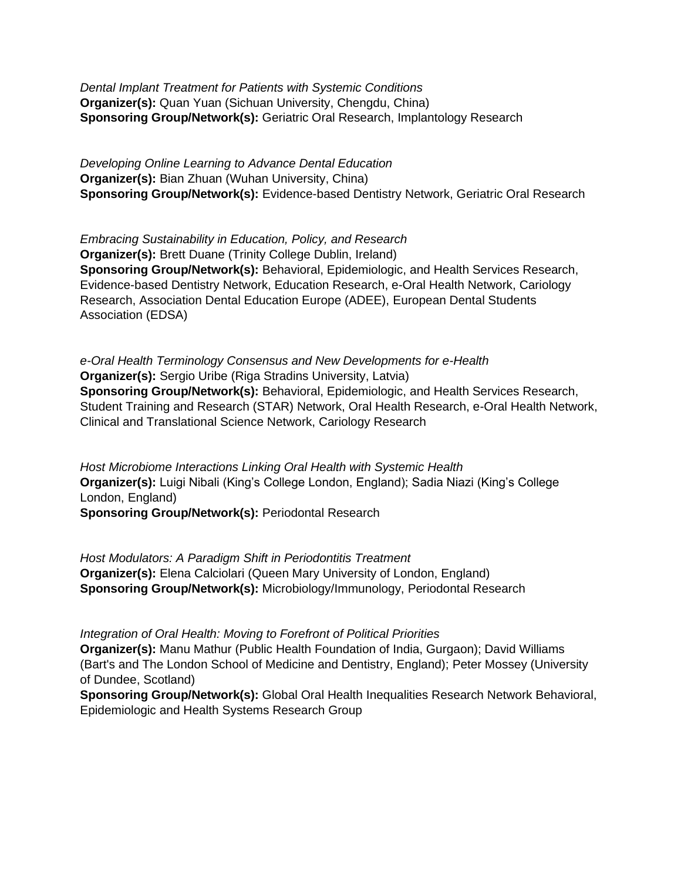*Dental Implant Treatment for Patients with Systemic Conditions*
**Organizer(s):** Quan Yuan (Sichuan University, Chengdu, China)
**Sponsoring Group/Network(s):** Geriatric Oral Research, Implantology Research

*Developing Online Learning to Advance Dental Education*
**Organizer(s):** Bian Zhuan (Wuhan University, China)
**Sponsoring Group/Network(s):** Evidence-based Dentistry Network, Geriatric Oral Research

*Embracing Sustainability in Education, Policy, and Research*
**Organizer(s):** Brett Duane (Trinity College Dublin, Ireland)
**Sponsoring Group/Network(s):** Behavioral, Epidemiologic, and Health Services Research, Evidence-based Dentistry Network, Education Research, e-Oral Health Network, Cariology Research, Association Dental Education Europe (ADEE), European Dental Students Association (EDSA)

*e-Oral Health Terminology Consensus and New Developments for e-Health*
**Organizer(s):** Sergio Uribe (Riga Stradins University, Latvia)
**Sponsoring Group/Network(s):** Behavioral, Epidemiologic, and Health Services Research, Student Training and Research (STAR) Network, Oral Health Research, e-Oral Health Network, Clinical and Translational Science Network, Cariology Research

*Host Microbiome Interactions Linking Oral Health with Systemic Health*
**Organizer(s):** Luigi Nibali (King's College London, England); Sadia Niazi (King's College London, England)
**Sponsoring Group/Network(s):** Periodontal Research

*Host Modulators: A Paradigm Shift in Periodontitis Treatment*
**Organizer(s):** Elena Calciolari (Queen Mary University of London, England)
**Sponsoring Group/Network(s):** Microbiology/Immunology, Periodontal Research

*Integration of Oral Health: Moving to Forefront of Political Priorities*
**Organizer(s):** Manu Mathur (Public Health Foundation of India, Gurgaon); David Williams (Bart's and The London School of Medicine and Dentistry, England); Peter Mossey (University of Dundee, Scotland)
**Sponsoring Group/Network(s):** Global Oral Health Inequalities Research Network Behavioral, Epidemiologic and Health Systems Research Group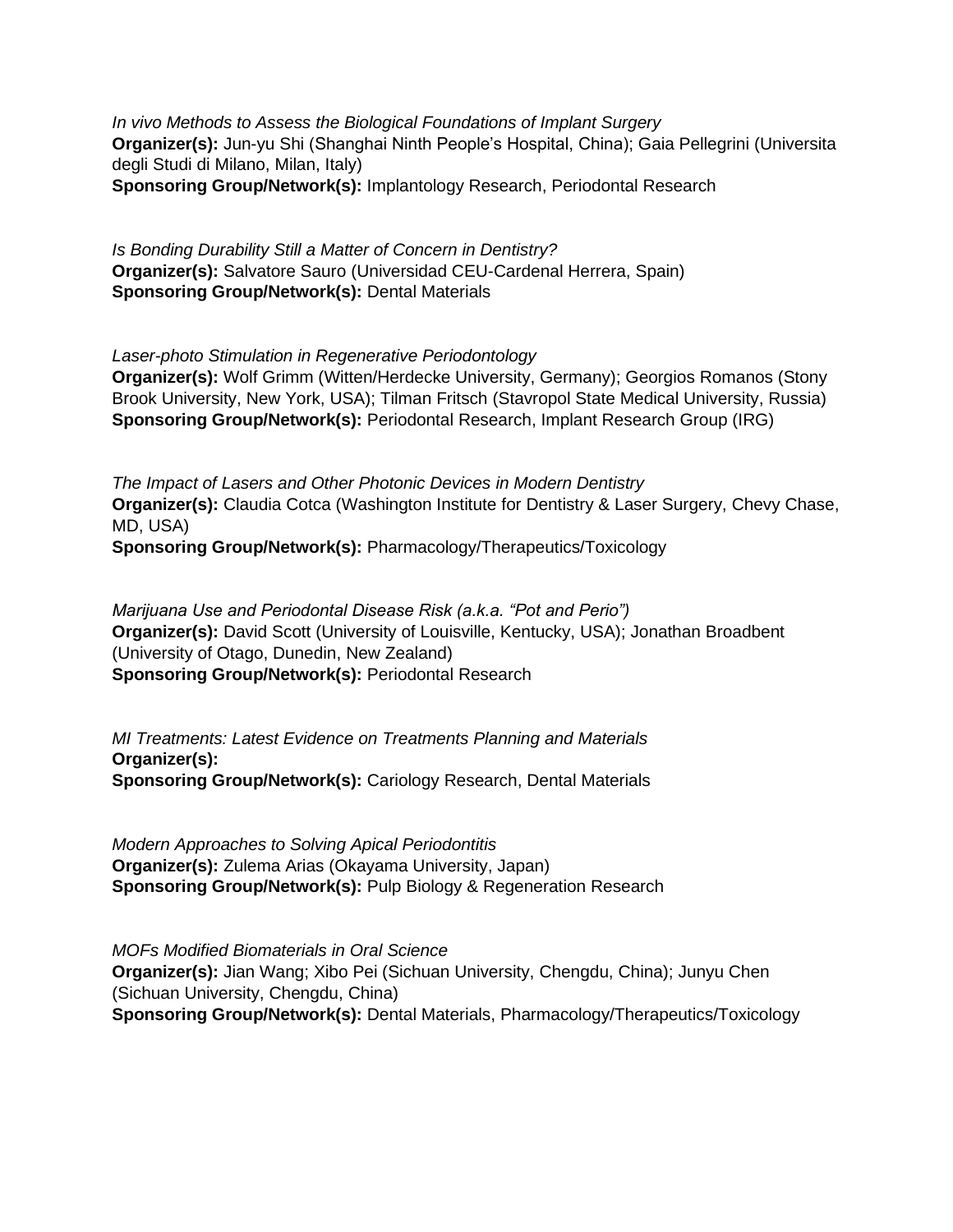*In vivo Methods to Assess the Biological Foundations of Implant Surgery*
**Organizer(s):** Jun-yu Shi (Shanghai Ninth People's Hospital, China); Gaia Pellegrini (Universita degli Studi di Milano, Milan, Italy)
**Sponsoring Group/Network(s):** Implantology Research, Periodontal Research

*Is Bonding Durability Still a Matter of Concern in Dentistry?*
**Organizer(s):** Salvatore Sauro (Universidad CEU-Cardenal Herrera, Spain)
**Sponsoring Group/Network(s):** Dental Materials

*Laser-photo Stimulation in Regenerative Periodontology*
**Organizer(s):** Wolf Grimm (Witten/Herdecke University, Germany); Georgios Romanos (Stony Brook University, New York, USA); Tilman Fritsch (Stavropol State Medical University, Russia)
**Sponsoring Group/Network(s):** Periodontal Research, Implant Research Group (IRG)

*The Impact of Lasers and Other Photonic Devices in Modern Dentistry*
**Organizer(s):** Claudia Cotca (Washington Institute for Dentistry & Laser Surgery, Chevy Chase, MD, USA)
**Sponsoring Group/Network(s):** Pharmacology/Therapeutics/Toxicology

*Marijuana Use and Periodontal Disease Risk (a.k.a. "Pot and Perio")*
**Organizer(s):** David Scott (University of Louisville, Kentucky, USA); Jonathan Broadbent (University of Otago, Dunedin, New Zealand)
**Sponsoring Group/Network(s):** Periodontal Research

*MI Treatments: Latest Evidence on Treatments Planning and Materials*
**Organizer(s):**
**Sponsoring Group/Network(s):** Cariology Research, Dental Materials

*Modern Approaches to Solving Apical Periodontitis*
**Organizer(s):** Zulema Arias (Okayama University, Japan)
**Sponsoring Group/Network(s):** Pulp Biology & Regeneration Research

*MOFs Modified Biomaterials in Oral Science*
**Organizer(s):** Jian Wang; Xibo Pei (Sichuan University, Chengdu, China); Junyu Chen (Sichuan University, Chengdu, China)
**Sponsoring Group/Network(s):** Dental Materials, Pharmacology/Therapeutics/Toxicology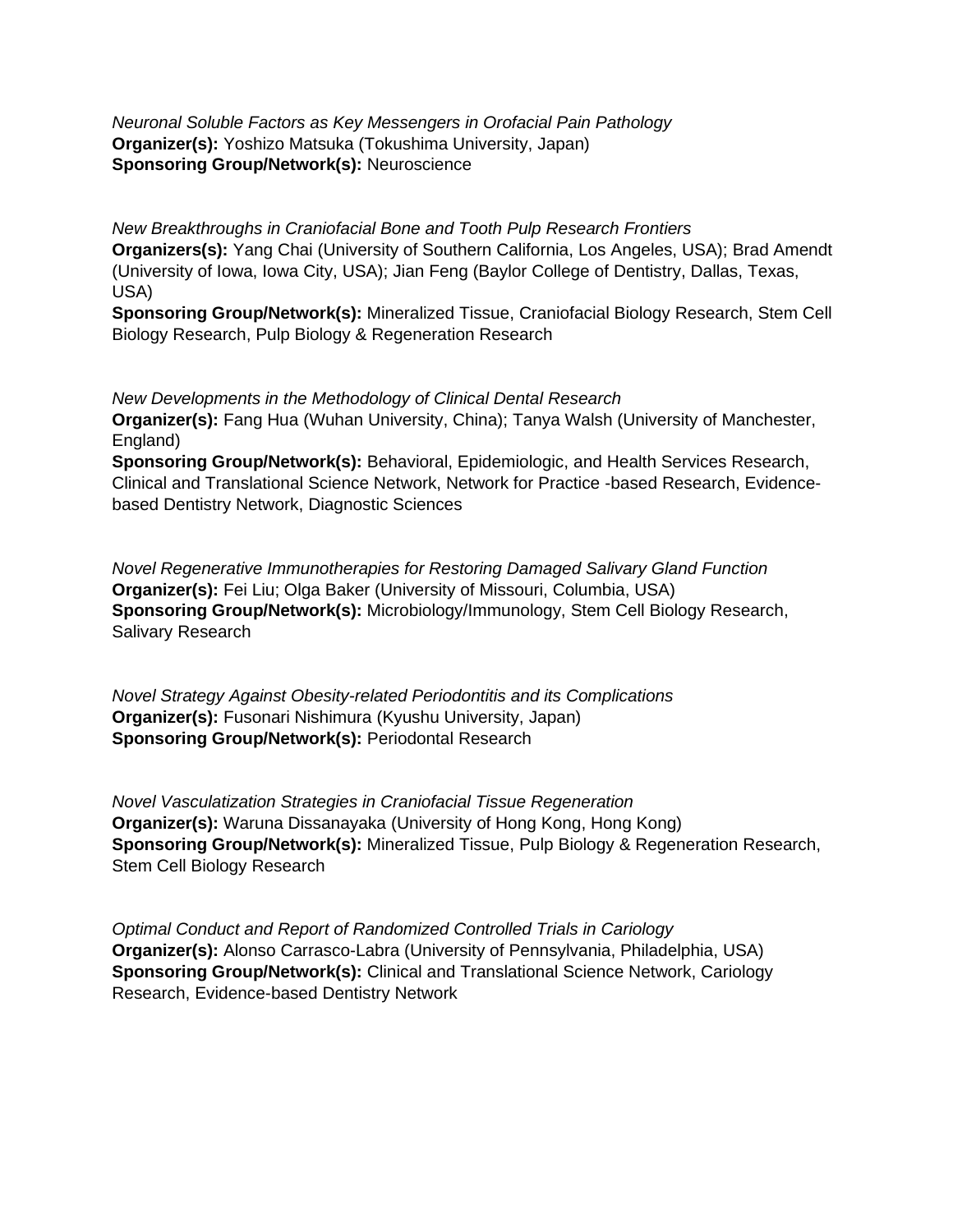*Neuronal Soluble Factors as Key Messengers in Orofacial Pain Pathology*
**Organizer(s):** Yoshizo Matsuka (Tokushima University, Japan)
**Sponsoring Group/Network(s):** Neuroscience

*New Breakthroughs in Craniofacial Bone and Tooth Pulp Research Frontiers*
**Organizers(s):** Yang Chai (University of Southern California, Los Angeles, USA); Brad Amendt (University of Iowa, Iowa City, USA); Jian Feng (Baylor College of Dentistry, Dallas, Texas, USA)
**Sponsoring Group/Network(s):** Mineralized Tissue, Craniofacial Biology Research, Stem Cell Biology Research, Pulp Biology & Regeneration Research

*New Developments in the Methodology of Clinical Dental Research*
**Organizer(s):** Fang Hua (Wuhan University, China); Tanya Walsh (University of Manchester, England)
**Sponsoring Group/Network(s):** Behavioral, Epidemiologic, and Health Services Research, Clinical and Translational Science Network, Network for Practice -based Research, Evidence-based Dentistry Network, Diagnostic Sciences

*Novel Regenerative Immunotherapies for Restoring Damaged Salivary Gland Function*
**Organizer(s):** Fei Liu; Olga Baker (University of Missouri, Columbia, USA)
**Sponsoring Group/Network(s):** Microbiology/Immunology, Stem Cell Biology Research, Salivary Research

*Novel Strategy Against Obesity-related Periodontitis and its Complications*
**Organizer(s):** Fusonari Nishimura (Kyushu University, Japan)
**Sponsoring Group/Network(s):** Periodontal Research

*Novel Vasculatization Strategies in Craniofacial Tissue Regeneration*
**Organizer(s):** Waruna Dissanayaka (University of Hong Kong, Hong Kong)
**Sponsoring Group/Network(s):** Mineralized Tissue, Pulp Biology & Regeneration Research, Stem Cell Biology Research

*Optimal Conduct and Report of Randomized Controlled Trials in Cariology*
**Organizer(s):** Alonso Carrasco-Labra (University of Pennsylvania, Philadelphia, USA)
**Sponsoring Group/Network(s):** Clinical and Translational Science Network, Cariology Research, Evidence-based Dentistry Network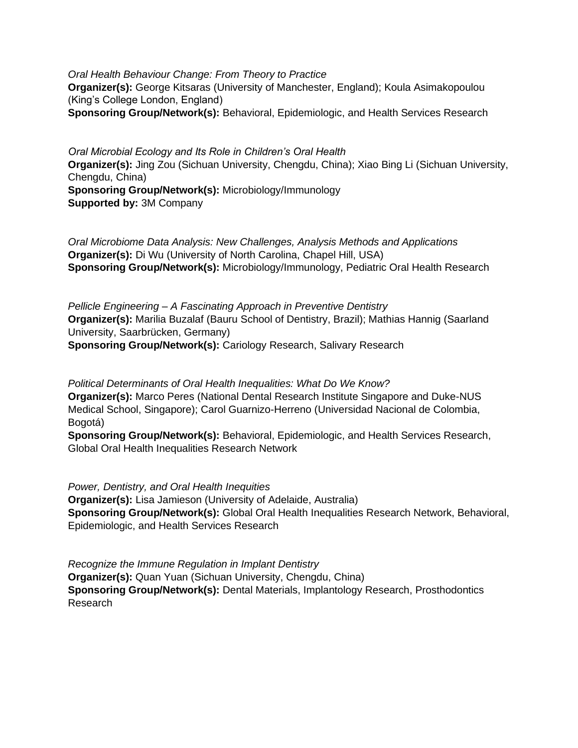*Oral Health Behaviour Change: From Theory to Practice*
**Organizer(s):** George Kitsaras (University of Manchester, England); Koula Asimakopoulou (King's College London, England)
**Sponsoring Group/Network(s):** Behavioral, Epidemiologic, and Health Services Research

*Oral Microbial Ecology and Its Role in Children's Oral Health*
**Organizer(s):** Jing Zou (Sichuan University, Chengdu, China); Xiao Bing Li (Sichuan University, Chengdu, China)
**Sponsoring Group/Network(s):** Microbiology/Immunology
**Supported by:** 3M Company

*Oral Microbiome Data Analysis: New Challenges, Analysis Methods and Applications*
**Organizer(s):** Di Wu (University of North Carolina, Chapel Hill, USA)
**Sponsoring Group/Network(s):** Microbiology/Immunology, Pediatric Oral Health Research

*Pellicle Engineering – A Fascinating Approach in Preventive Dentistry*
**Organizer(s):** Marilia Buzalaf (Bauru School of Dentistry, Brazil); Mathias Hannig (Saarland University, Saarbrücken, Germany)
**Sponsoring Group/Network(s):** Cariology Research, Salivary Research

*Political Determinants of Oral Health Inequalities: What Do We Know?*
**Organizer(s):** Marco Peres (National Dental Research Institute Singapore and Duke-NUS Medical School, Singapore); Carol Guarnizo-Herreno (Universidad Nacional de Colombia, Bogotá)
**Sponsoring Group/Network(s):** Behavioral, Epidemiologic, and Health Services Research, Global Oral Health Inequalities Research Network

*Power, Dentistry, and Oral Health Inequities*
**Organizer(s):** Lisa Jamieson (University of Adelaide, Australia)
**Sponsoring Group/Network(s):** Global Oral Health Inequalities Research Network, Behavioral, Epidemiologic, and Health Services Research

*Recognize the Immune Regulation in Implant Dentistry*
**Organizer(s):** Quan Yuan (Sichuan University, Chengdu, China)
**Sponsoring Group/Network(s):** Dental Materials, Implantology Research, Prosthodontics Research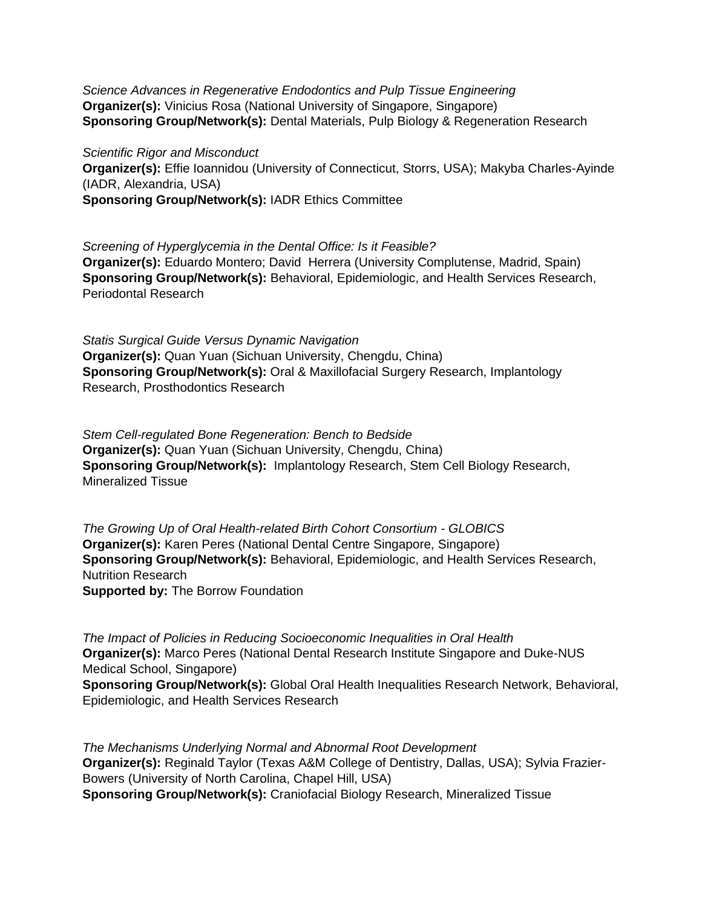*Science Advances in Regenerative Endodontics and Pulp Tissue Engineering*
**Organizer(s):** Vinicius Rosa (National University of Singapore, Singapore)
**Sponsoring Group/Network(s):** Dental Materials, Pulp Biology & Regeneration Research

*Scientific Rigor and Misconduct*
**Organizer(s):** Effie Ioannidou (University of Connecticut, Storrs, USA); Makyba Charles-Ayinde (IADR, Alexandria, USA)
**Sponsoring Group/Network(s):** IADR Ethics Committee

*Screening of Hyperglycemia in the Dental Office: Is it Feasible?*
**Organizer(s):** Eduardo Montero; David Herrera (University Complutense, Madrid, Spain)
**Sponsoring Group/Network(s):** Behavioral, Epidemiologic, and Health Services Research, Periodontal Research

*Statis Surgical Guide Versus Dynamic Navigation*
**Organizer(s):** Quan Yuan (Sichuan University, Chengdu, China)
**Sponsoring Group/Network(s):** Oral & Maxillofacial Surgery Research, Implantology Research, Prosthodontics Research

*Stem Cell-regulated Bone Regeneration: Bench to Bedside*
**Organizer(s):** Quan Yuan (Sichuan University, Chengdu, China)
**Sponsoring Group/Network(s):** Implantology Research, Stem Cell Biology Research, Mineralized Tissue

*The Growing Up of Oral Health-related Birth Cohort Consortium - GLOBICS*
**Organizer(s):** Karen Peres (National Dental Centre Singapore, Singapore)
**Sponsoring Group/Network(s):** Behavioral, Epidemiologic, and Health Services Research, Nutrition Research
**Supported by:** The Borrow Foundation

*The Impact of Policies in Reducing Socioeconomic Inequalities in Oral Health*
**Organizer(s):** Marco Peres (National Dental Research Institute Singapore and Duke-NUS Medical School, Singapore)
**Sponsoring Group/Network(s):** Global Oral Health Inequalities Research Network, Behavioral, Epidemiologic, and Health Services Research

*The Mechanisms Underlying Normal and Abnormal Root Development*
**Organizer(s):** Reginald Taylor (Texas A&M College of Dentistry, Dallas, USA); Sylvia Frazier-Bowers (University of North Carolina, Chapel Hill, USA)
**Sponsoring Group/Network(s):** Craniofacial Biology Research, Mineralized Tissue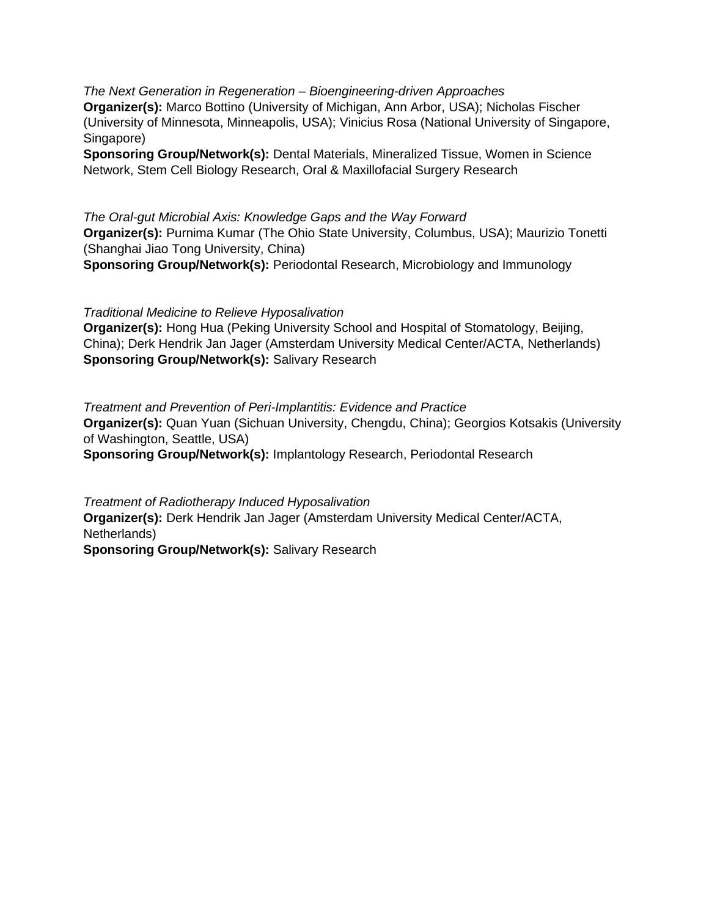*The Next Generation in Regeneration – Bioengineering-driven Approaches*
**Organizer(s):** Marco Bottino (University of Michigan, Ann Arbor, USA); Nicholas Fischer (University of Minnesota, Minneapolis, USA); Vinicius Rosa (National University of Singapore, Singapore)
**Sponsoring Group/Network(s):** Dental Materials, Mineralized Tissue, Women in Science Network, Stem Cell Biology Research, Oral & Maxillofacial Surgery Research

*The Oral-gut Microbial Axis: Knowledge Gaps and the Way Forward*
**Organizer(s):** Purnima Kumar (The Ohio State University, Columbus, USA); Maurizio Tonetti (Shanghai Jiao Tong University, China)
**Sponsoring Group/Network(s):** Periodontal Research, Microbiology and Immunology

*Traditional Medicine to Relieve Hyposalivation*
**Organizer(s):** Hong Hua (Peking University School and Hospital of Stomatology, Beijing, China); Derk Hendrik Jan Jager (Amsterdam University Medical Center/ACTA, Netherlands)
**Sponsoring Group/Network(s):** Salivary Research

*Treatment and Prevention of Peri-Implantitis: Evidence and Practice*
**Organizer(s):** Quan Yuan (Sichuan University, Chengdu, China); Georgios Kotsakis (University of Washington, Seattle, USA)
**Sponsoring Group/Network(s):** Implantology Research, Periodontal Research

*Treatment of Radiotherapy Induced Hyposalivation*
**Organizer(s):** Derk Hendrik Jan Jager (Amsterdam University Medical Center/ACTA, Netherlands)
**Sponsoring Group/Network(s):** Salivary Research